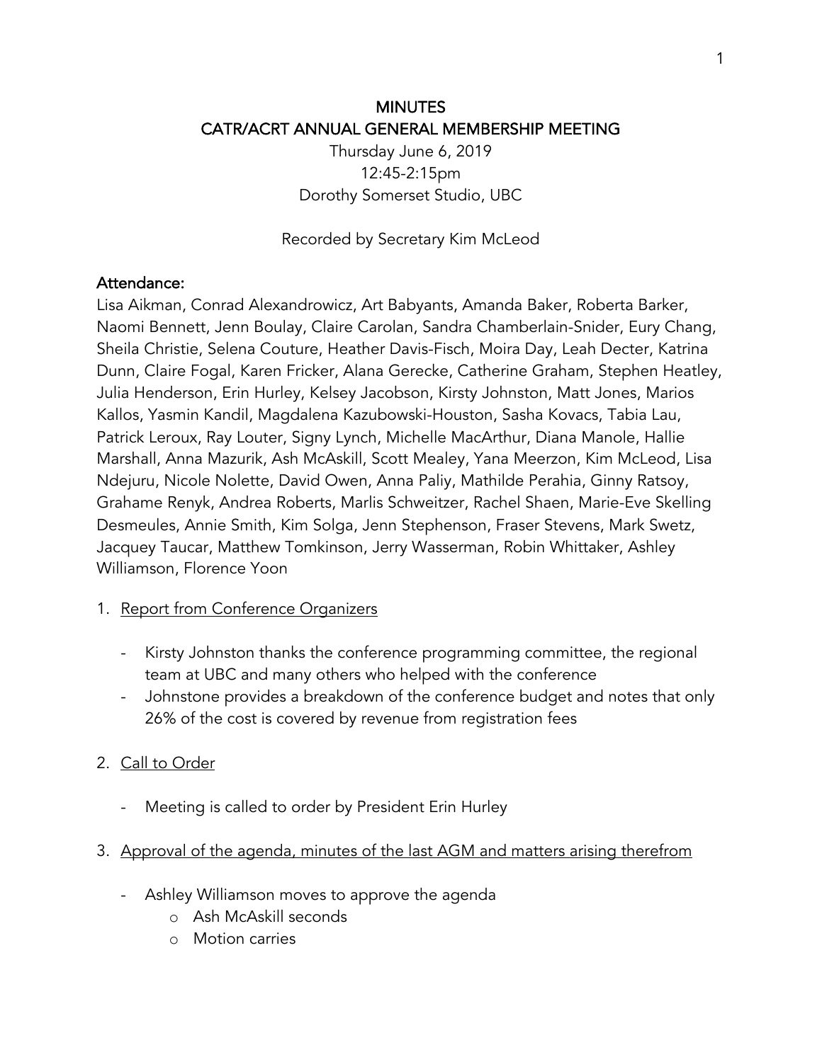# MINUTES
# CATR/ACRT ANNUAL GENERAL MEMBERSHIP MEETING

Thursday June 6, 2019
12:45-2:15pm
Dorothy Somerset Studio, UBC

Recorded by Secretary Kim McLeod

## Attendance:

Lisa Aikman, Conrad Alexandrowicz, Art Babyants, Amanda Baker, Roberta Barker, Naomi Bennett, Jenn Boulay, Claire Carolan, Sandra Chamberlain-Snider, Eury Chang, Sheila Christie, Selena Couture, Heather Davis-Fisch, Moira Day, Leah Decter, Katrina Dunn, Claire Fogal, Karen Fricker, Alana Gerecke, Catherine Graham, Stephen Heatley, Julia Henderson, Erin Hurley, Kelsey Jacobson, Kirsty Johnston, Matt Jones, Marios Kallos, Yasmin Kandil, Magdalena Kazubowski-Houston, Sasha Kovacs, Tabia Lau, Patrick Leroux, Ray Louter, Signy Lynch, Michelle MacArthur, Diana Manole, Hallie Marshall, Anna Mazurik, Ash McAskill, Scott Mealey, Yana Meerzon, Kim McLeod, Lisa Ndejuru, Nicole Nolette, David Owen, Anna Paliy, Mathilde Perahia, Ginny Ratsoy, Grahame Renyk, Andrea Roberts, Marlis Schweitzer, Rachel Shaen, Marie-Eve Skelling Desmeules, Annie Smith, Kim Solga, Jenn Stephenson, Fraser Stevens, Mark Swetz, Jacquey Taucar, Matthew Tomkinson, Jerry Wasserman, Robin Whittaker, Ashley Williamson, Florence Yoon

1. <u>Report from Conference Organizers</u>
   - Kirsty Johnston thanks the conference programming committee, the regional team at UBC and many others who helped with the conference
   - Johnstone provides a breakdown of the conference budget and notes that only 26% of the cost is covered by revenue from registration fees

2. <u>Call to Order</u>
   - Meeting is called to order by President Erin Hurley

3. <u>Approval of the agenda, minutes of the last AGM and matters arising therefrom</u>
   - Ashley Williamson moves to approve the agenda
     - Ash McAskill seconds
     - Motion carries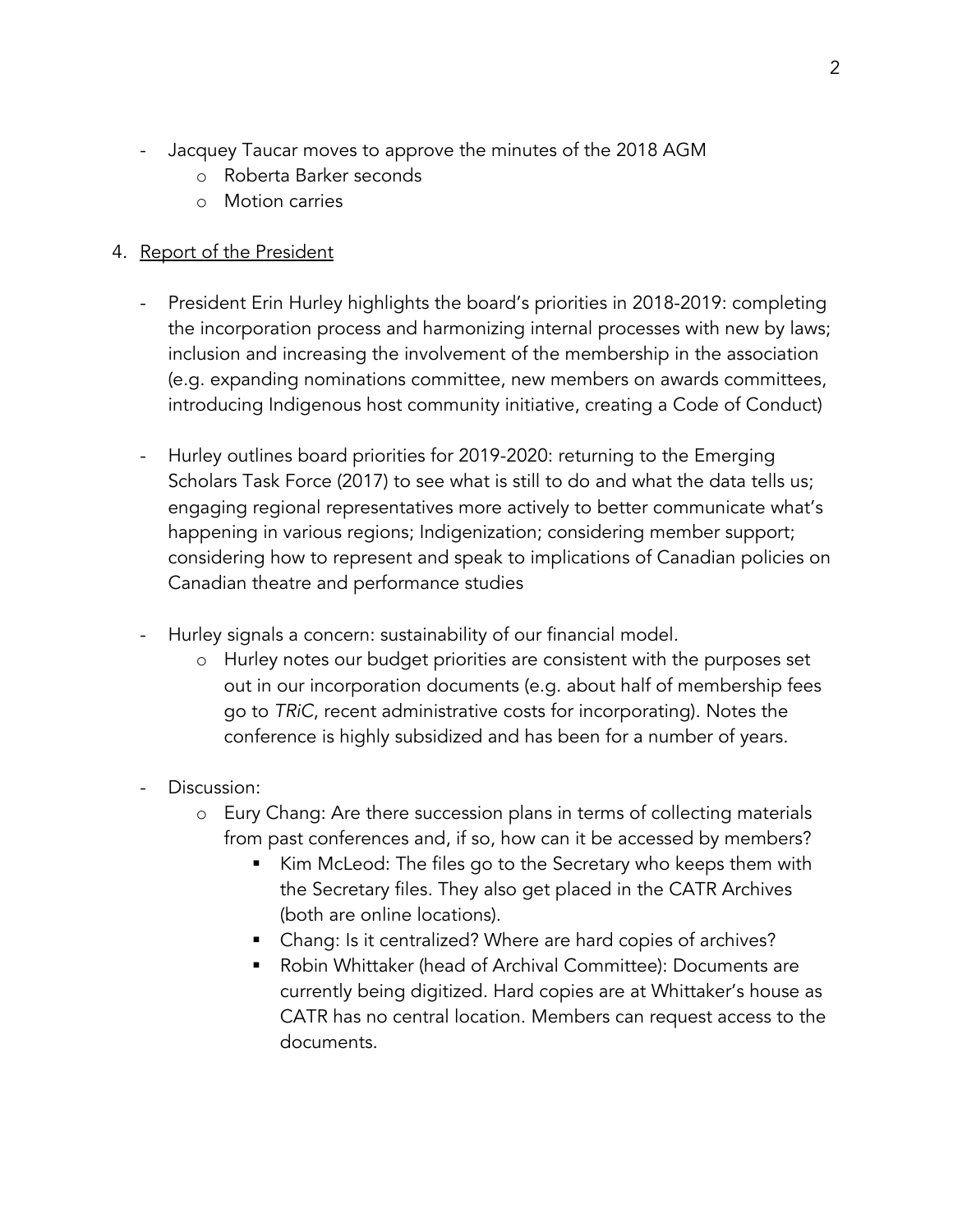- Jacquey Taucar moves to approve the minutes of the 2018 AGM
    - Roberta Barker seconds
    - Motion carries

4. Report of the President

- President Erin Hurley highlights the board's priorities in 2018-2019: completing the incorporation process and harmonizing internal processes with new by laws; inclusion and increasing the involvement of the membership in the association (e.g. expanding nominations committee, new members on awards committees, introducing Indigenous host community initiative, creating a Code of Conduct)

- Hurley outlines board priorities for 2019-2020: returning to the Emerging Scholars Task Force (2017) to see what is still to do and what the data tells us; engaging regional representatives more actively to better communicate what's happening in various regions; Indigenization; considering member support; considering how to represent and speak to implications of Canadian policies on Canadian theatre and performance studies

- Hurley signals a concern: sustainability of our financial model.
    - Hurley notes our budget priorities are consistent with the purposes set out in our incorporation documents (e.g. about half of membership fees go to *TRiC*, recent administrative costs for incorporating). Notes the conference is highly subsidized and has been for a number of years.

- Discussion:
    - Eury Chang: Are there succession plans in terms of collecting materials from past conferences and, if so, how can it be accessed by members?
        - Kim McLeod: The files go to the Secretary who keeps them with the Secretary files. They also get placed in the CATR Archives (both are online locations).
        - Chang: Is it centralized? Where are hard copies of archives?
        - Robin Whittaker (head of Archival Committee): Documents are currently being digitized. Hard copies are at Whittaker's house as CATR has no central location. Members can request access to the documents.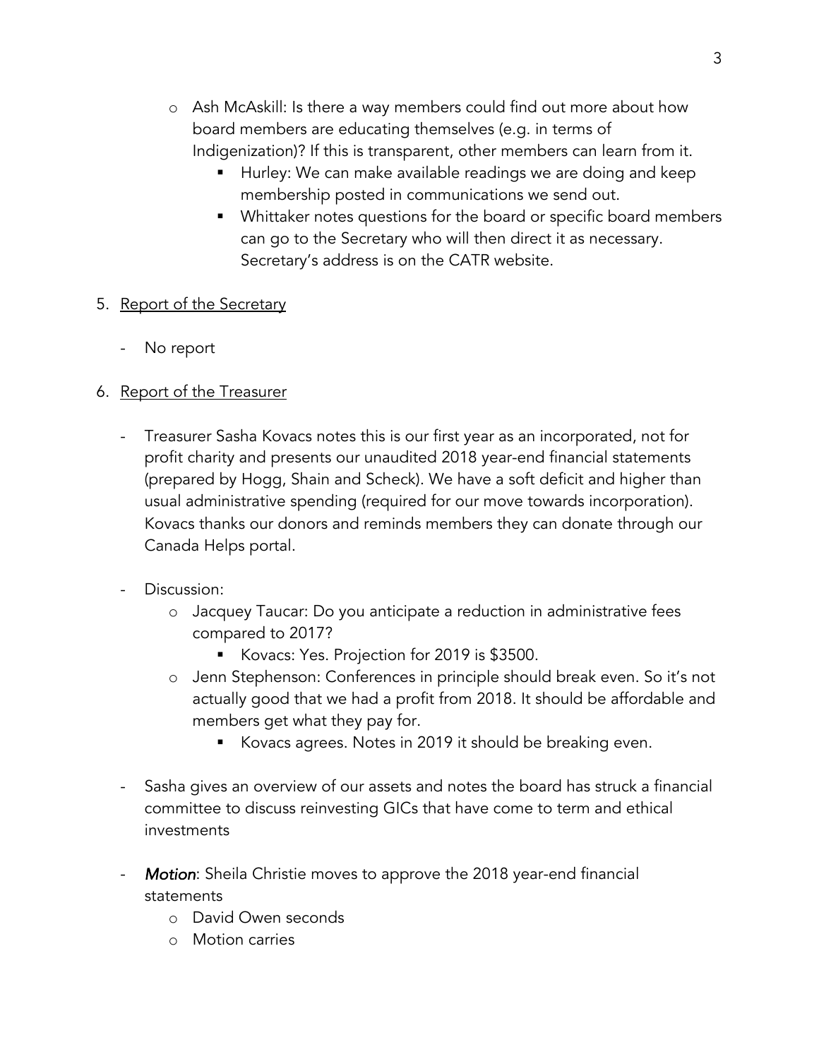- Ash McAskill: Is there a way members could find out more about how board members are educating themselves (e.g. in terms of Indigenization)? If this is transparent, other members can learn from it.
  - Hurley: We can make available readings we are doing and keep membership posted in communications we send out.
  - Whittaker notes questions for the board or specific board members can go to the Secretary who will then direct it as necessary. Secretary's address is on the CATR website.

5. <u>Report of the Secretary</u>

- No report

6. <u>Report of the Treasurer</u>

- Treasurer Sasha Kovacs notes this is our first year as an incorporated, not for profit charity and presents our unaudited 2018 year-end financial statements (prepared by Hogg, Shain and Scheck). We have a soft deficit and higher than usual administrative spending (required for our move towards incorporation). Kovacs thanks our donors and reminds members they can donate through our Canada Helps portal.

- Discussion:
  - Jacquey Taucar: Do you anticipate a reduction in administrative fees compared to 2017?
    - Kovacs: Yes. Projection for 2019 is $3500.
  - Jenn Stephenson: Conferences in principle should break even. So it's not actually good that we had a profit from 2018. It should be affordable and members get what they pay for.
    - Kovacs agrees. Notes in 2019 it should be breaking even.

- Sasha gives an overview of our assets and notes the board has struck a financial committee to discuss reinvesting GICs that have come to term and ethical investments

- ***Motion***: Sheila Christie moves to approve the 2018 year-end financial statements
  - David Owen seconds
  - Motion carries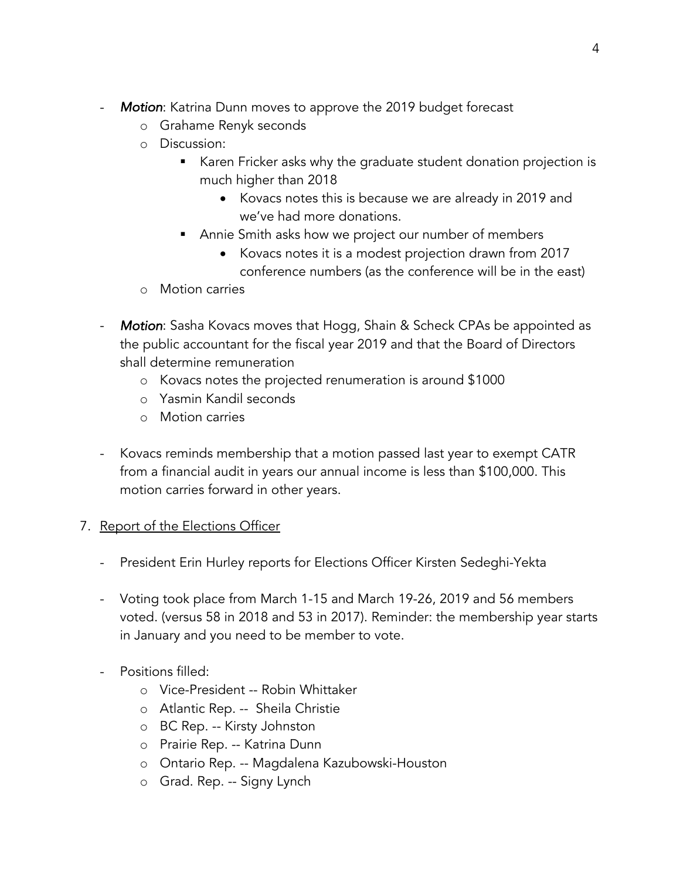- ***Motion***: Katrina Dunn moves to approve the 2019 budget forecast
  - Grahame Renyk seconds
  - Discussion:
    - Karen Fricker asks why the graduate student donation projection is much higher than 2018
      - Kovacs notes this is because we are already in 2019 and we've had more donations.
    - Annie Smith asks how we project our number of members
      - Kovacs notes it is a modest projection drawn from 2017 conference numbers (as the conference will be in the east)
  - Motion carries

- ***Motion***: Sasha Kovacs moves that Hogg, Shain & Scheck CPAs be appointed as the public accountant for the fiscal year 2019 and that the Board of Directors shall determine remuneration
  - Kovacs notes the projected renumeration is around $1000
  - Yasmin Kandil seconds
  - Motion carries

- Kovacs reminds membership that a motion passed last year to exempt CATR from a financial audit in years our annual income is less than $100,000. This motion carries forward in other years.

7. <u>Report of the Elections Officer</u>

- President Erin Hurley reports for Elections Officer Kirsten Sedeghi-Yekta

- Voting took place from March 1-15 and March 19-26, 2019 and 56 members voted. (versus 58 in 2018 and 53 in 2017). Reminder: the membership year starts in January and you need to be member to vote.

- Positions filled:
  - Vice-President -- Robin Whittaker
  - Atlantic Rep. -- Sheila Christie
  - BC Rep. -- Kirsty Johnston
  - Prairie Rep. -- Katrina Dunn
  - Ontario Rep. -- Magdalena Kazubowski-Houston
  - Grad. Rep. -- Signy Lynch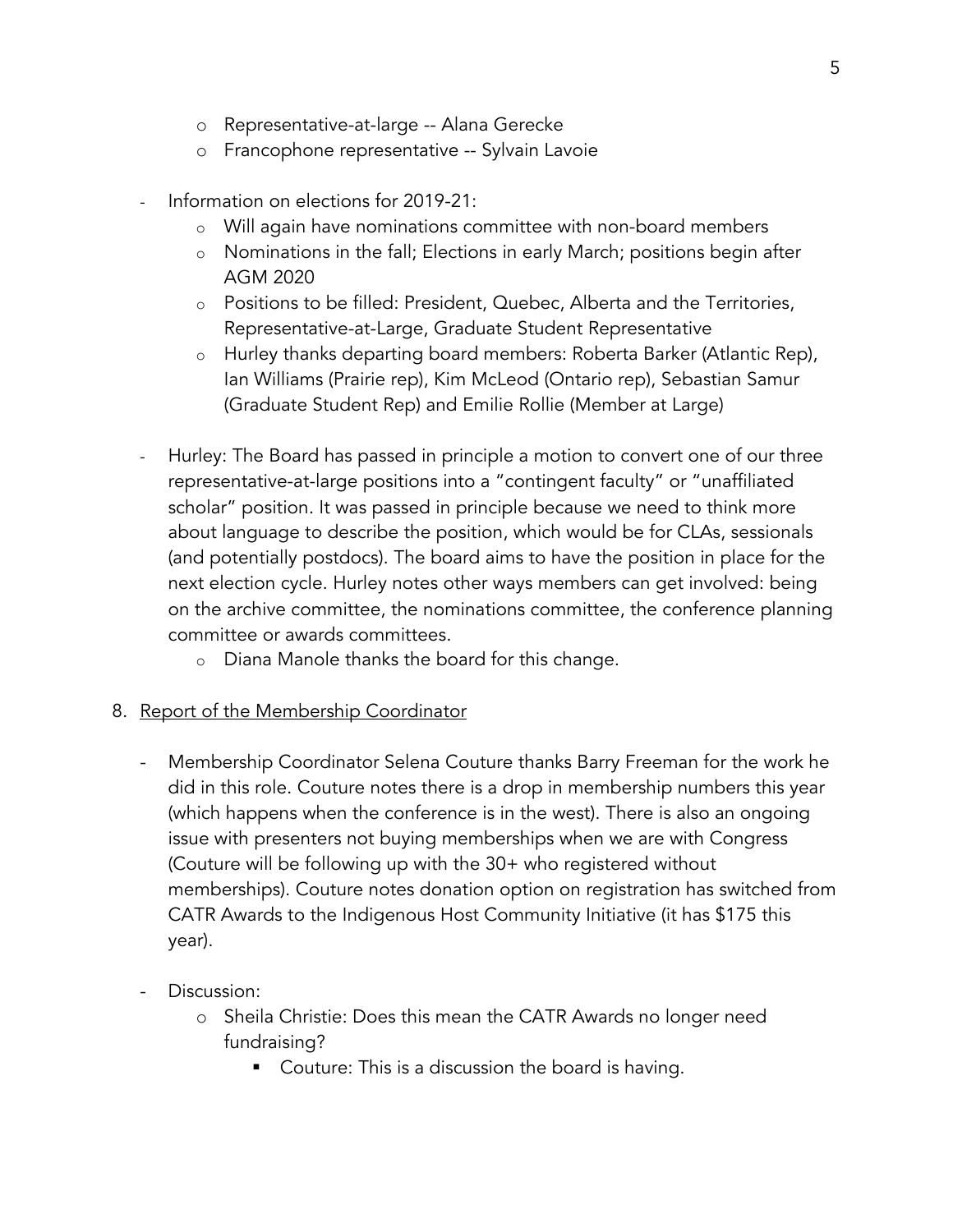- Representative-at-large -- Alana Gerecke
  - Francophone representative -- Sylvain Lavoie

- Information on elections for 2019-21:
  - Will again have nominations committee with non-board members
  - Nominations in the fall; Elections in early March; positions begin after AGM 2020
  - Positions to be filled: President, Quebec, Alberta and the Territories, Representative-at-Large, Graduate Student Representative
  - Hurley thanks departing board members: Roberta Barker (Atlantic Rep), Ian Williams (Prairie rep), Kim McLeod (Ontario rep), Sebastian Samur (Graduate Student Rep) and Emilie Rollie (Member at Large)

- Hurley: The Board has passed in principle a motion to convert one of our three representative-at-large positions into a "contingent faculty" or "unaffiliated scholar" position. It was passed in principle because we need to think more about language to describe the position, which would be for CLAs, sessionals (and potentially postdocs). The board aims to have the position in place for the next election cycle. Hurley notes other ways members can get involved: being on the archive committee, the nominations committee, the conference planning committee or awards committees.
  - Diana Manole thanks the board for this change.

8. <u>Report of the Membership Coordinator</u>

- Membership Coordinator Selena Couture thanks Barry Freeman for the work he did in this role. Couture notes there is a drop in membership numbers this year (which happens when the conference is in the west). There is also an ongoing issue with presenters not buying memberships when we are with Congress (Couture will be following up with the 30+ who registered without memberships). Couture notes donation option on registration has switched from CATR Awards to the Indigenous Host Community Initiative (it has $175 this year).

- Discussion:
  - Sheila Christie: Does this mean the CATR Awards no longer need fundraising?
    - Couture: This is a discussion the board is having.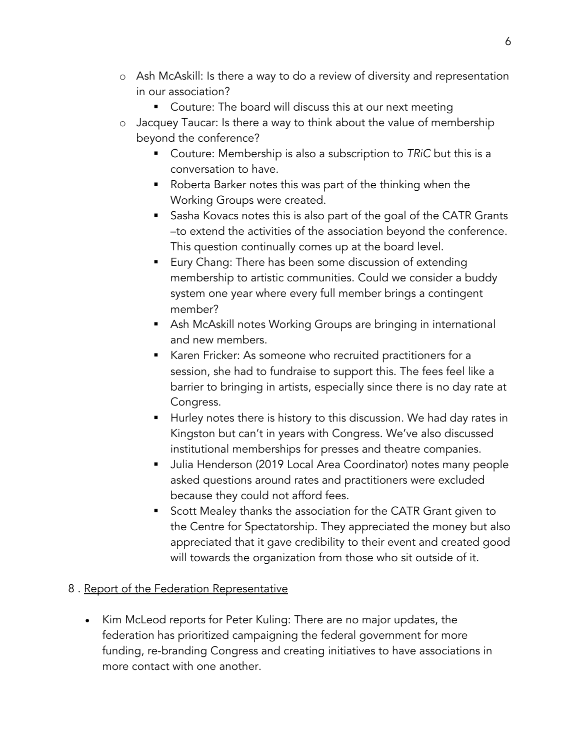- Ash McAskill: Is there a way to do a review of diversity and representation in our association?
    - Couture: The board will discuss this at our next meeting
- Jacquey Taucar: Is there a way to think about the value of membership beyond the conference?
    - Couture: Membership is also a subscription to *TRiC* but this is a conversation to have.
    - Roberta Barker notes this was part of the thinking when the Working Groups were created.
    - Sasha Kovacs notes this is also part of the goal of the CATR Grants –to extend the activities of the association beyond the conference. This question continually comes up at the board level.
    - Eury Chang: There has been some discussion of extending membership to artistic communities. Could we consider a buddy system one year where every full member brings a contingent member?
    - Ash McAskill notes Working Groups are bringing in international and new members.
    - Karen Fricker: As someone who recruited practitioners for a session, she had to fundraise to support this. The fees feel like a barrier to bringing in artists, especially since there is no day rate at Congress.
    - Hurley notes there is history to this discussion. We had day rates in Kingston but can't in years with Congress. We've also discussed institutional memberships for presses and theatre companies.
    - Julia Henderson (2019 Local Area Coordinator) notes many people asked questions around rates and practitioners were excluded because they could not afford fees.
    - Scott Mealey thanks the association for the CATR Grant given to the Centre for Spectatorship. They appreciated the money but also appreciated that it gave credibility to their event and created good will towards the organization from those who sit outside of it.

8 . Report of the Federation Representative

- Kim McLeod reports for Peter Kuling: There are no major updates, the federation has prioritized campaigning the federal government for more funding, re-branding Congress and creating initiatives to have associations in more contact with one another.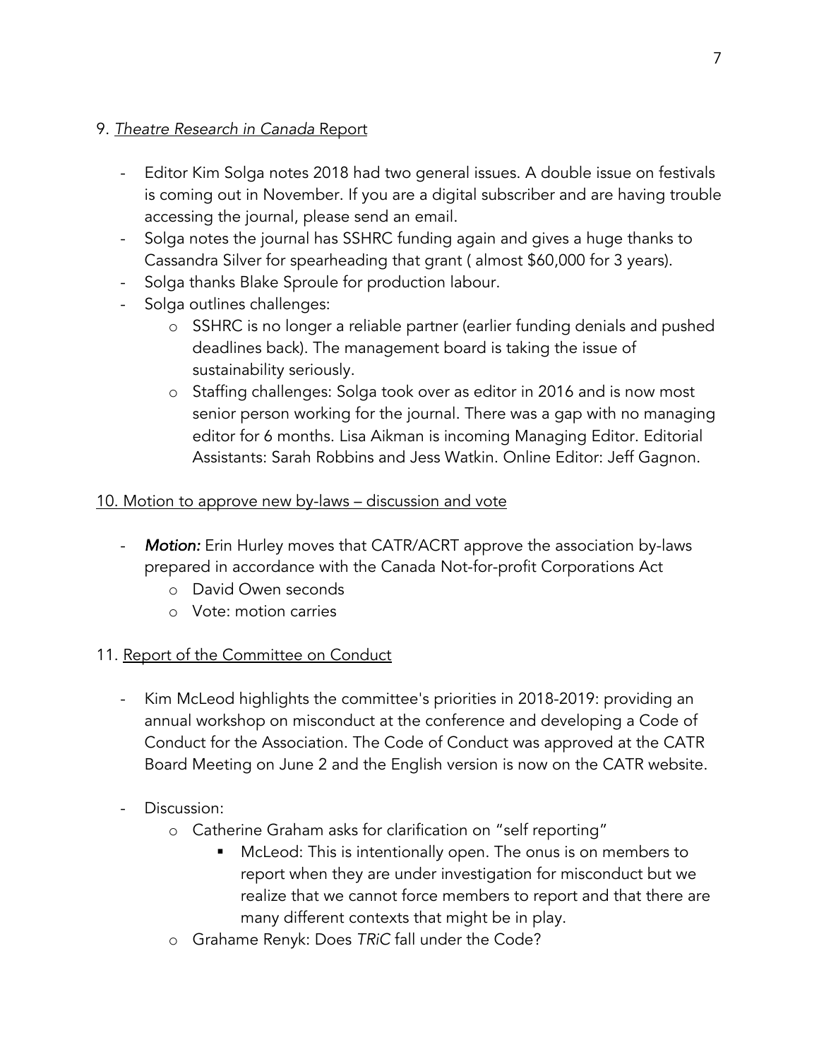9. *Theatre Research in Canada* Report

- Editor Kim Solga notes 2018 had two general issues. A double issue on festivals is coming out in November. If you are a digital subscriber and are having trouble accessing the journal, please send an email.
- Solga notes the journal has SSHRC funding again and gives a huge thanks to Cassandra Silver for spearheading that grant ( almost $60,000 for 3 years).
- Solga thanks Blake Sproule for production labour.
- Solga outlines challenges:
    - SSHRC is no longer a reliable partner (earlier funding denials and pushed deadlines back). The management board is taking the issue of sustainability seriously.
    - Staffing challenges: Solga took over as editor in 2016 and is now most senior person working for the journal. There was a gap with no managing editor for 6 months. Lisa Aikman is incoming Managing Editor. Editorial Assistants: Sarah Robbins and Jess Watkin. Online Editor: Jeff Gagnon.

10. Motion to approve new by-laws – discussion and vote

- ***Motion:*** Erin Hurley moves that CATR/ACRT approve the association by-laws prepared in accordance with the Canada Not-for-profit Corporations Act
    - David Owen seconds
    - Vote: motion carries

11. Report of the Committee on Conduct

- Kim McLeod highlights the committee's priorities in 2018-2019: providing an annual workshop on misconduct at the conference and developing a Code of Conduct for the Association. The Code of Conduct was approved at the CATR Board Meeting on June 2 and the English version is now on the CATR website.

- Discussion:
    - Catherine Graham asks for clarification on "self reporting"
        - McLeod: This is intentionally open. The onus is on members to report when they are under investigation for misconduct but we realize that we cannot force members to report and that there are many different contexts that might be in play.
    - Grahame Renyk: Does *TRiC* fall under the Code?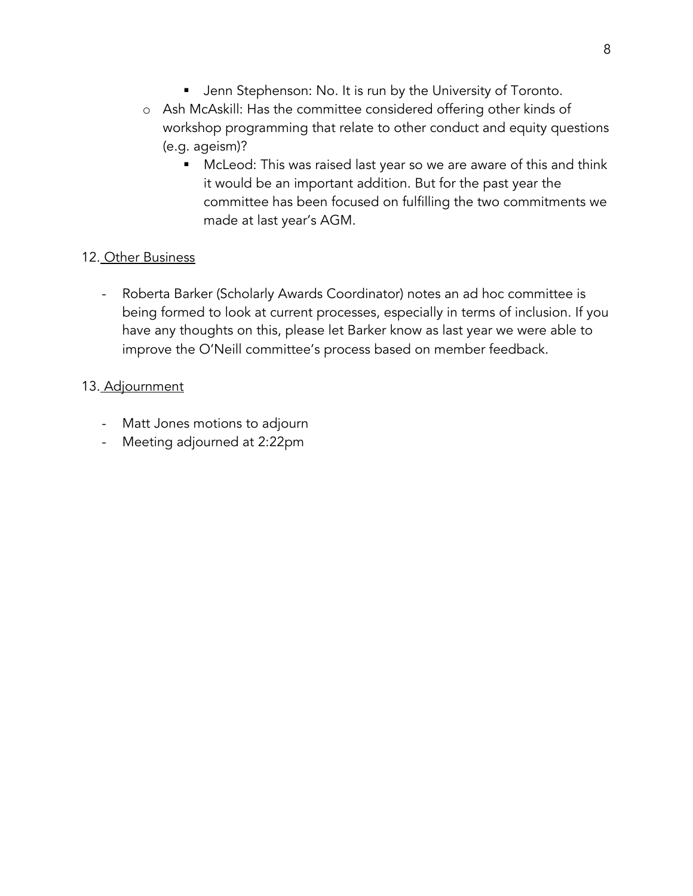- Jenn Stephenson: No. It is run by the University of Toronto.
    - Ash McAskill: Has the committee considered offering other kinds of workshop programming that relate to other conduct and equity questions (e.g. ageism)?
        - McLeod: This was raised last year so we are aware of this and think it would be an important addition. But for the past year the committee has been focused on fulfilling the two commitments we made at last year's AGM.

12. Other Business

- Roberta Barker (Scholarly Awards Coordinator) notes an ad hoc committee is being formed to look at current processes, especially in terms of inclusion. If you have any thoughts on this, please let Barker know as last year we were able to improve the O'Neill committee's process based on member feedback.

13. Adjournment

- Matt Jones motions to adjourn
- Meeting adjourned at 2:22pm